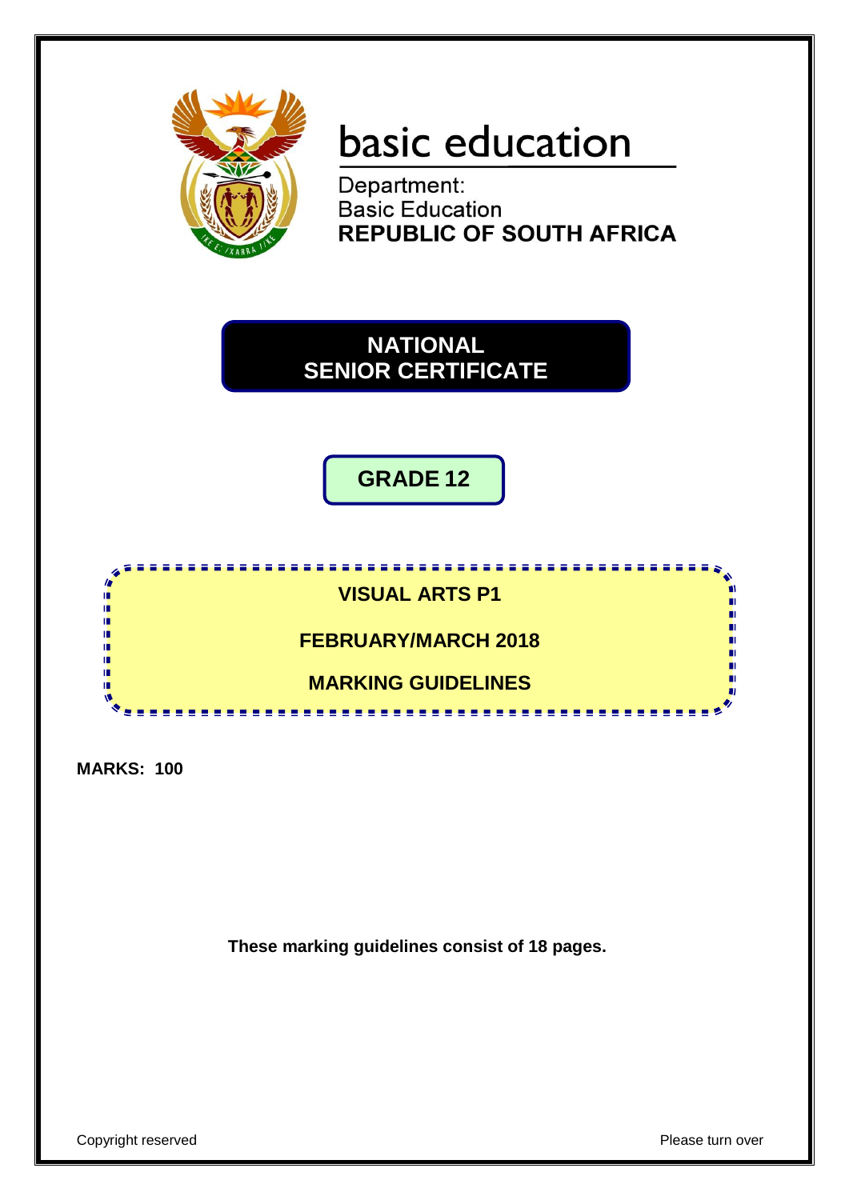basic education

Department:
Basic Education
**REPUBLIC OF SOUTH AFRICA**

# NATIONAL SENIOR CERTIFICATE

## GRADE 12

## VISUAL ARTS P1

## FEBRUARY/MARCH 2018

## MARKING GUIDELINES

**MARKS: 100**

**These marking guidelines consist of 18 pages.**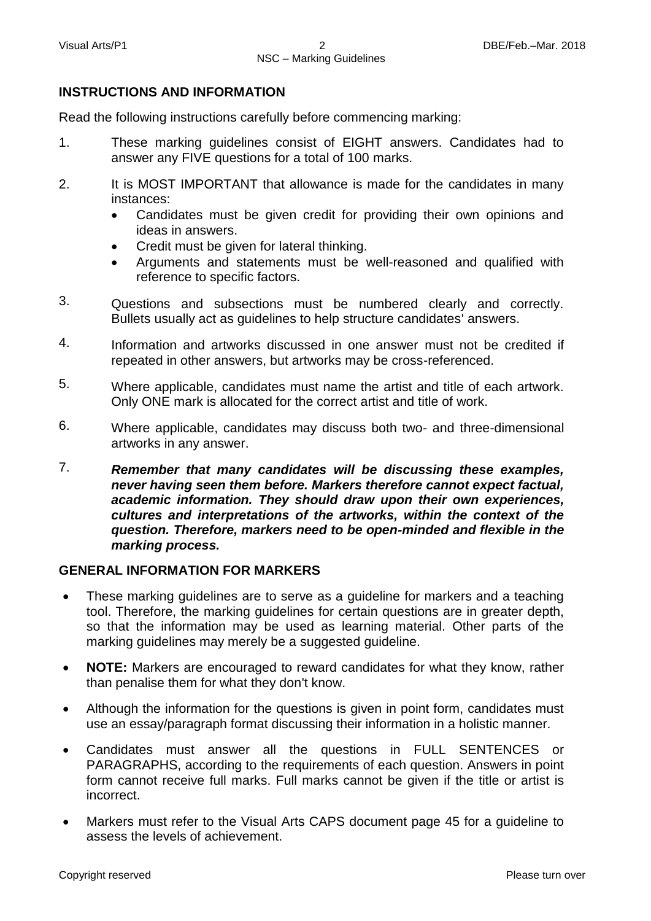## INSTRUCTIONS AND INFORMATION

Read the following instructions carefully before commencing marking:

1. These marking guidelines consist of EIGHT answers. Candidates had to answer any FIVE questions for a total of 100 marks.

2. It is MOST IMPORTANT that allowance is made for the candidates in many instances:
   - Candidates must be given credit for providing their own opinions and ideas in answers.
   - Credit must be given for lateral thinking.
   - Arguments and statements must be well-reasoned and qualified with reference to specific factors.

3. Questions and subsections must be numbered clearly and correctly. Bullets usually act as guidelines to help structure candidates' answers.

4. Information and artworks discussed in one answer must not be credited if repeated in other answers, but artworks may be cross-referenced.

5. Where applicable, candidates must name the artist and title of each artwork. Only ONE mark is allocated for the correct artist and title of work.

6. Where applicable, candidates may discuss both two- and three-dimensional artworks in any answer.

7. ***Remember that many candidates will be discussing these examples, never having seen them before. Markers therefore cannot expect factual, academic information. They should draw upon their own experiences, cultures and interpretations of the artworks, within the context of the question. Therefore, markers need to be open-minded and flexible in the marking process.***

## GENERAL INFORMATION FOR MARKERS

- These marking guidelines are to serve as a guideline for markers and a teaching tool. Therefore, the marking guidelines for certain questions are in greater depth, so that the information may be used as learning material. Other parts of the marking guidelines may merely be a suggested guideline.
- **NOTE:** Markers are encouraged to reward candidates for what they know, rather than penalise them for what they don't know.
- Although the information for the questions is given in point form, candidates must use an essay/paragraph format discussing their information in a holistic manner.
- Candidates must answer all the questions in FULL SENTENCES or PARAGRAPHS, according to the requirements of each question. Answers in point form cannot receive full marks. Full marks cannot be given if the title or artist is incorrect.
- Markers must refer to the Visual Arts CAPS document page 45 for a guideline to assess the levels of achievement.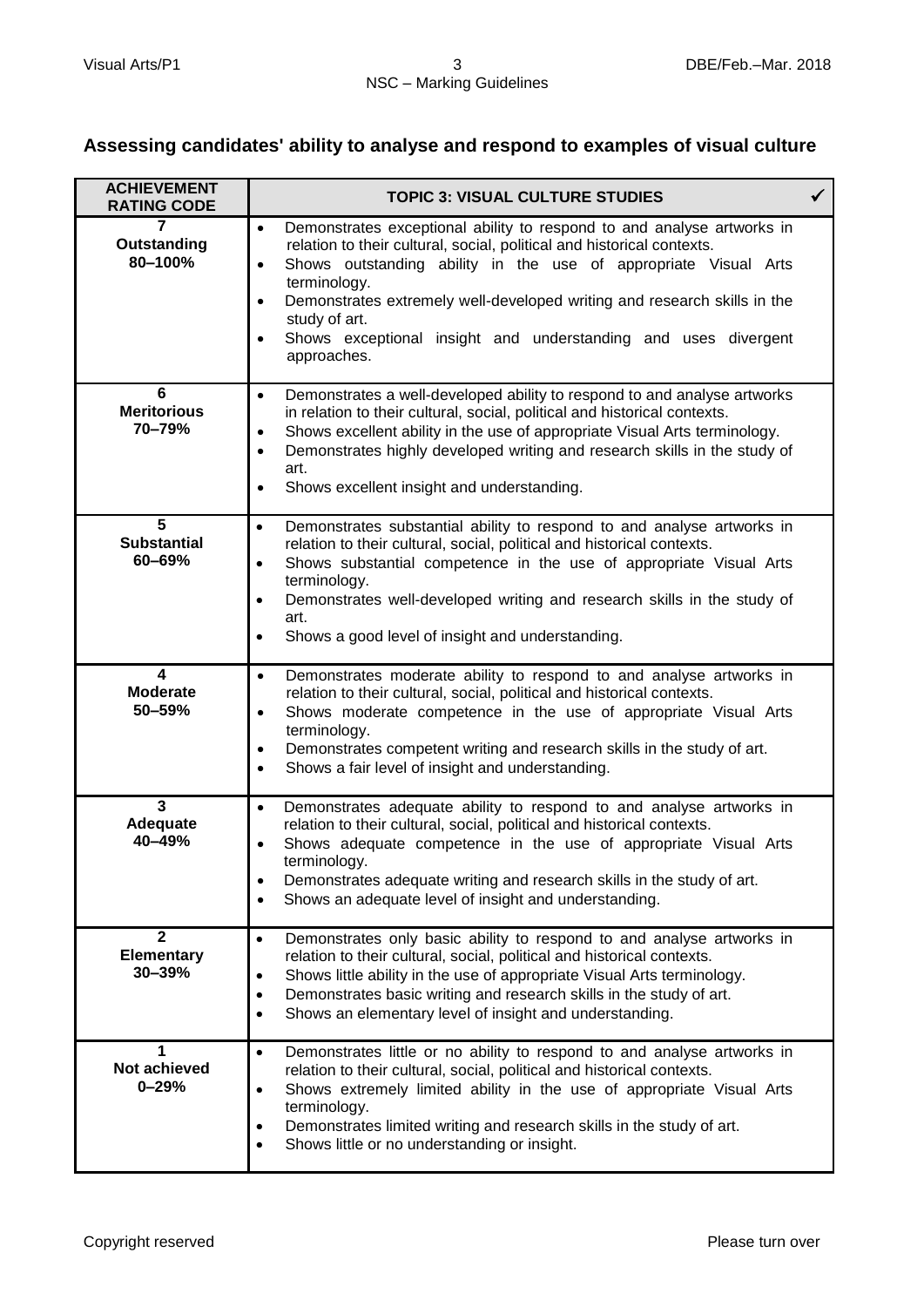## Assessing candidates' ability to analyse and respond to examples of visual culture

| ACHIEVEMENT RATING CODE | TOPIC 3: VISUAL CULTURE STUDIES ✓ |
|---|---|
| **7 Outstanding 80–100%** | • Demonstrates exceptional ability to respond to and analyse artworks in relation to their cultural, social, political and historical contexts.<br>• Shows outstanding ability in the use of appropriate Visual Arts terminology.<br>• Demonstrates extremely well-developed writing and research skills in the study of art.<br>• Shows exceptional insight and understanding and uses divergent approaches. |
| **6 Meritorious 70–79%** | • Demonstrates a well-developed ability to respond to and analyse artworks in relation to their cultural, social, political and historical contexts.<br>• Shows excellent ability in the use of appropriate Visual Arts terminology.<br>• Demonstrates highly developed writing and research skills in the study of art.<br>• Shows excellent insight and understanding. |
| **5 Substantial 60–69%** | • Demonstrates substantial ability to respond to and analyse artworks in relation to their cultural, social, political and historical contexts.<br>• Shows substantial competence in the use of appropriate Visual Arts terminology.<br>• Demonstrates well-developed writing and research skills in the study of art.<br>• Shows a good level of insight and understanding. |
| **4 Moderate 50–59%** | • Demonstrates moderate ability to respond to and analyse artworks in relation to their cultural, social, political and historical contexts.<br>• Shows moderate competence in the use of appropriate Visual Arts terminology.<br>• Demonstrates competent writing and research skills in the study of art.<br>• Shows a fair level of insight and understanding. |
| **3 Adequate 40–49%** | • Demonstrates adequate ability to respond to and analyse artworks in relation to their cultural, social, political and historical contexts.<br>• Shows adequate competence in the use of appropriate Visual Arts terminology.<br>• Demonstrates adequate writing and research skills in the study of art.<br>• Shows an adequate level of insight and understanding. |
| **2 Elementary 30–39%** | • Demonstrates only basic ability to respond to and analyse artworks in relation to their cultural, social, political and historical contexts.<br>• Shows little ability in the use of appropriate Visual Arts terminology.<br>• Demonstrates basic writing and research skills in the study of art.<br>• Shows an elementary level of insight and understanding. |
| **1 Not achieved 0–29%** | • Demonstrates little or no ability to respond to and analyse artworks in relation to their cultural, social, political and historical contexts.<br>• Shows extremely limited ability in the use of appropriate Visual Arts terminology.<br>• Demonstrates limited writing and research skills in the study of art.<br>• Shows little or no understanding or insight. |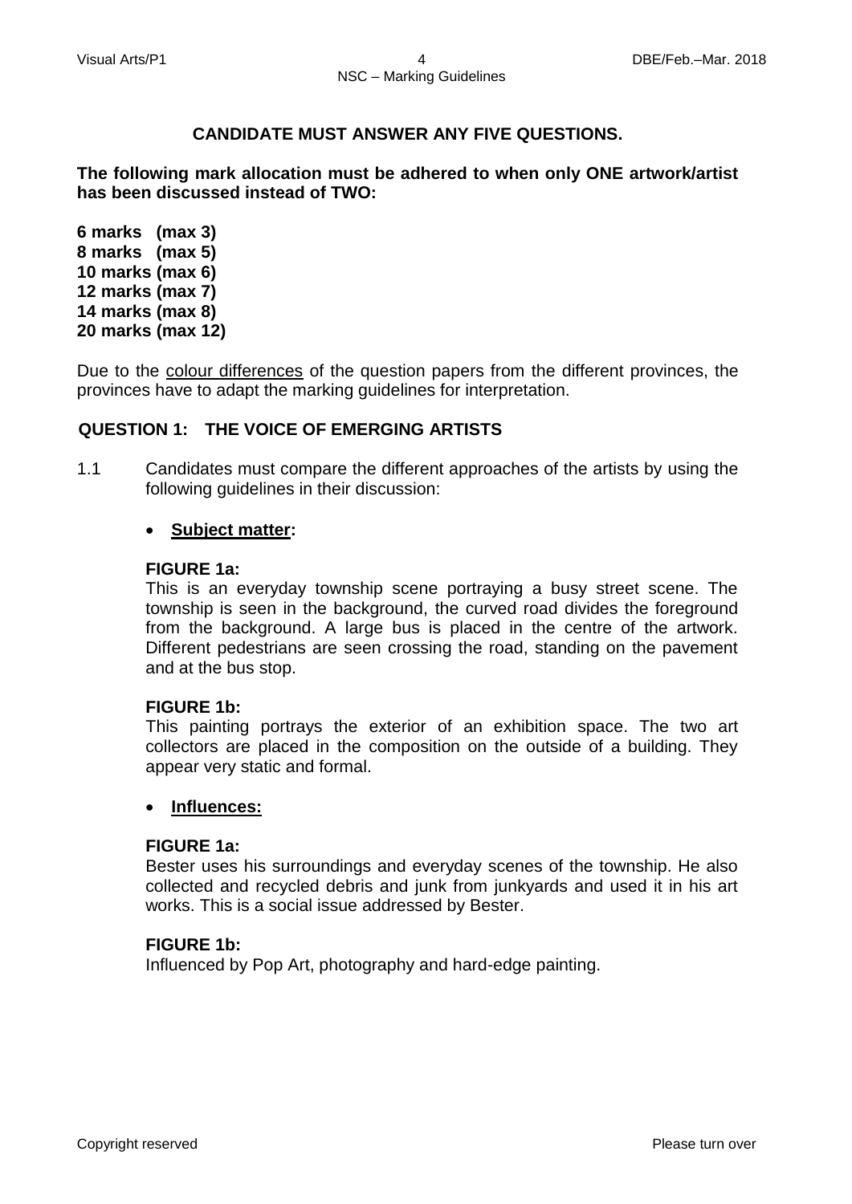**CANDIDATE MUST ANSWER ANY FIVE QUESTIONS.**

**The following mark allocation must be adhered to when only ONE artwork/artist has been discussed instead of TWO:**

**6 marks (max 3)**
**8 marks (max 5)**
**10 marks (max 6)**
**12 marks (max 7)**
**14 marks (max 8)**
**20 marks (max 12)**

Due to the colour differences of the question papers from the different provinces, the provinces have to adapt the marking guidelines for interpretation.

## QUESTION 1: THE VOICE OF EMERGING ARTISTS

1.1 Candidates must compare the different approaches of the artists by using the following guidelines in their discussion:

- **Subject matter:**

**FIGURE 1a:**
This is an everyday township scene portraying a busy street scene. The township is seen in the background, the curved road divides the foreground from the background. A large bus is placed in the centre of the artwork. Different pedestrians are seen crossing the road, standing on the pavement and at the bus stop.

**FIGURE 1b:**
This painting portrays the exterior of an exhibition space. The two art collectors are placed in the composition on the outside of a building. They appear very static and formal.

- **Influences:**

**FIGURE 1a:**
Bester uses his surroundings and everyday scenes of the township. He also collected and recycled debris and junk from junkyards and used it in his art works. This is a social issue addressed by Bester.

**FIGURE 1b:**
Influenced by Pop Art, photography and hard-edge painting.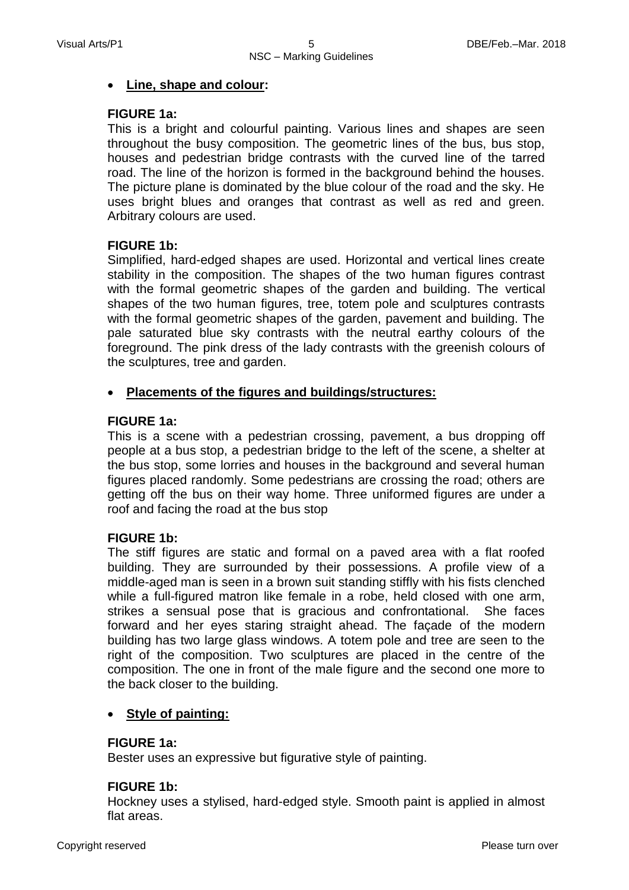- **Line, shape and colour:**

**FIGURE 1a:**
This is a bright and colourful painting. Various lines and shapes are seen throughout the busy composition. The geometric lines of the bus, bus stop, houses and pedestrian bridge contrasts with the curved line of the tarred road. The line of the horizon is formed in the background behind the houses. The picture plane is dominated by the blue colour of the road and the sky. He uses bright blues and oranges that contrast as well as red and green. Arbitrary colours are used.

**FIGURE 1b:**
Simplified, hard-edged shapes are used. Horizontal and vertical lines create stability in the composition. The shapes of the two human figures contrast with the formal geometric shapes of the garden and building. The vertical shapes of the two human figures, tree, totem pole and sculptures contrasts with the formal geometric shapes of the garden, pavement and building. The pale saturated blue sky contrasts with the neutral earthy colours of the foreground. The pink dress of the lady contrasts with the greenish colours of the sculptures, tree and garden.

- **Placements of the figures and buildings/structures:**

**FIGURE 1a:**
This is a scene with a pedestrian crossing, pavement, a bus dropping off people at a bus stop, a pedestrian bridge to the left of the scene, a shelter at the bus stop, some lorries and houses in the background and several human figures placed randomly. Some pedestrians are crossing the road; others are getting off the bus on their way home. Three uniformed figures are under a roof and facing the road at the bus stop

**FIGURE 1b:**
The stiff figures are static and formal on a paved area with a flat roofed building. They are surrounded by their possessions. A profile view of a middle-aged man is seen in a brown suit standing stiffly with his fists clenched while a full-figured matron like female in a robe, held closed with one arm, strikes a sensual pose that is gracious and confrontational. She faces forward and her eyes staring straight ahead. The façade of the modern building has two large glass windows. A totem pole and tree are seen to the right of the composition. Two sculptures are placed in the centre of the composition. The one in front of the male figure and the second one more to the back closer to the building.

- **Style of painting:**

**FIGURE 1a:**
Bester uses an expressive but figurative style of painting.

**FIGURE 1b:**
Hockney uses a stylised, hard-edged style. Smooth paint is applied in almost flat areas.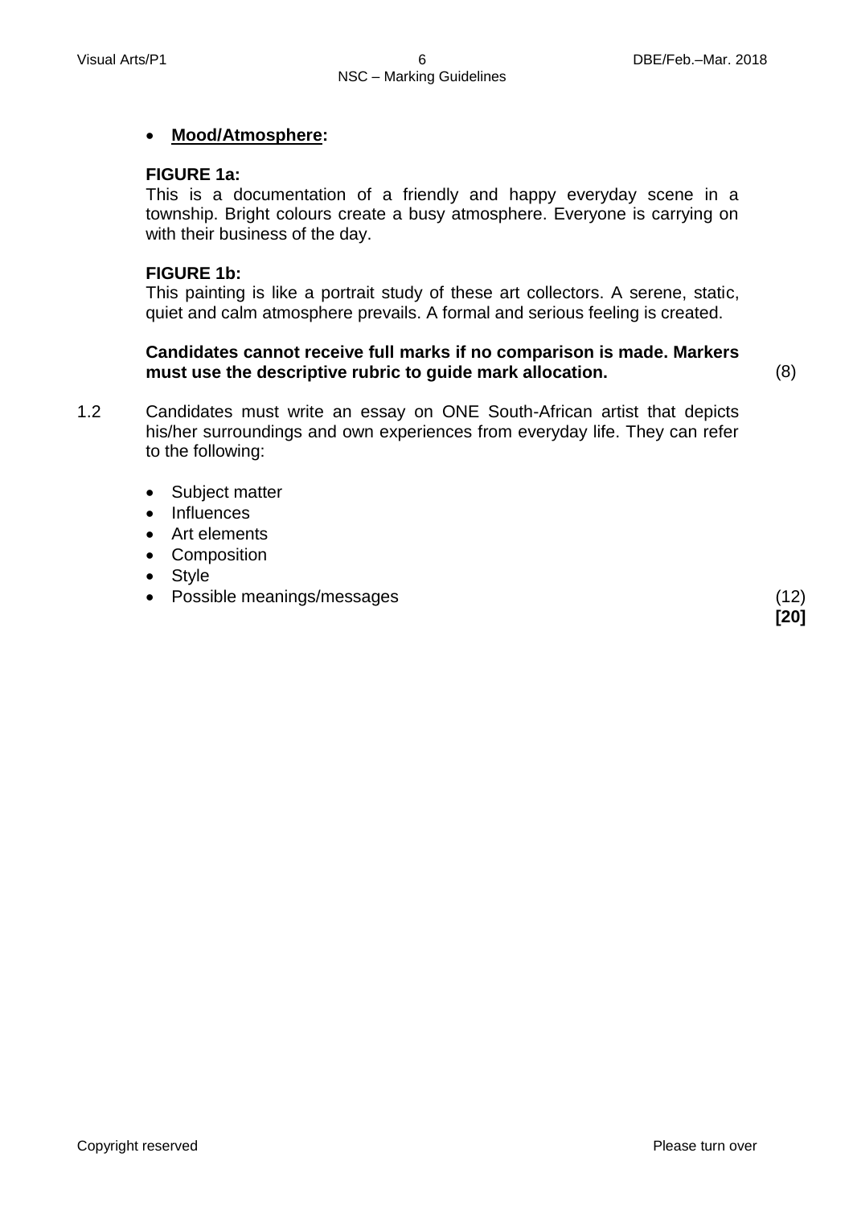- **Mood/Atmosphere:**

**FIGURE 1a:**
This is a documentation of a friendly and happy everyday scene in a township. Bright colours create a busy atmosphere. Everyone is carrying on with their business of the day.

**FIGURE 1b:**
This painting is like a portrait study of these art collectors. A serene, static, quiet and calm atmosphere prevails. A formal and serious feeling is created.

**Candidates cannot receive full marks if no comparison is made. Markers must use the descriptive rubric to guide mark allocation.** (8)

1.2 Candidates must write an essay on ONE South-African artist that depicts his/her surroundings and own experiences from everyday life. They can refer to the following:

- Subject matter
- Influences
- Art elements
- Composition
- Style
- Possible meanings/messages (12)

**[20]**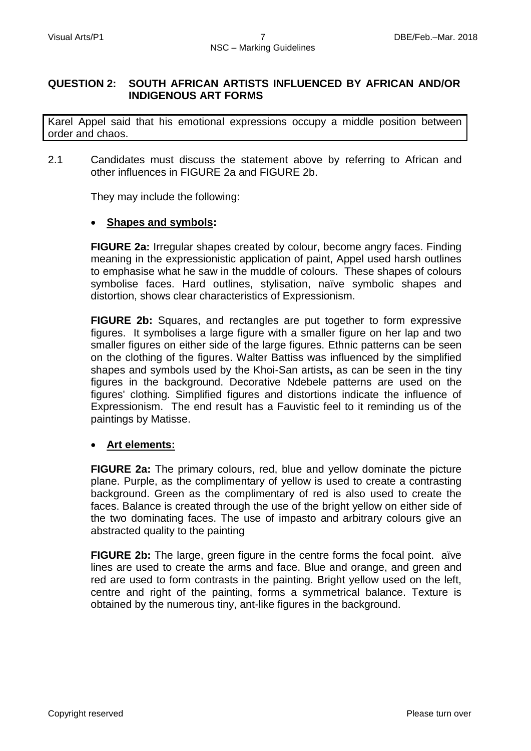## QUESTION 2: SOUTH AFRICAN ARTISTS INFLUENCED BY AFRICAN AND/OR INDIGENOUS ART FORMS

Karel Appel said that his emotional expressions occupy a middle position between order and chaos.

2.1 Candidates must discuss the statement above by referring to African and other influences in FIGURE 2a and FIGURE 2b.

They may include the following:

- **Shapes and symbols:**

**FIGURE 2a:** Irregular shapes created by colour, become angry faces. Finding meaning in the expressionistic application of paint, Appel used harsh outlines to emphasise what he saw in the muddle of colours. These shapes of colours symbolise faces. Hard outlines, stylisation, naïve symbolic shapes and distortion, shows clear characteristics of Expressionism.

**FIGURE 2b:** Squares, and rectangles are put together to form expressive figures. It symbolises a large figure with a smaller figure on her lap and two smaller figures on either side of the large figures. Ethnic patterns can be seen on the clothing of the figures. Walter Battiss was influenced by the simplified shapes and symbols used by the Khoi-San artists**,** as can be seen in the tiny figures in the background. Decorative Ndebele patterns are used on the figures' clothing. Simplified figures and distortions indicate the influence of Expressionism. The end result has a Fauvistic feel to it reminding us of the paintings by Matisse.

- **Art elements:**

**FIGURE 2a:** The primary colours, red, blue and yellow dominate the picture plane. Purple, as the complimentary of yellow is used to create a contrasting background. Green as the complimentary of red is also used to create the faces. Balance is created through the use of the bright yellow on either side of the two dominating faces. The use of impasto and arbitrary colours give an abstracted quality to the painting

**FIGURE 2b:** The large, green figure in the centre forms the focal point. aïve lines are used to create the arms and face. Blue and orange, and green and red are used to form contrasts in the painting. Bright yellow used on the left, centre and right of the painting, forms a symmetrical balance. Texture is obtained by the numerous tiny, ant-like figures in the background.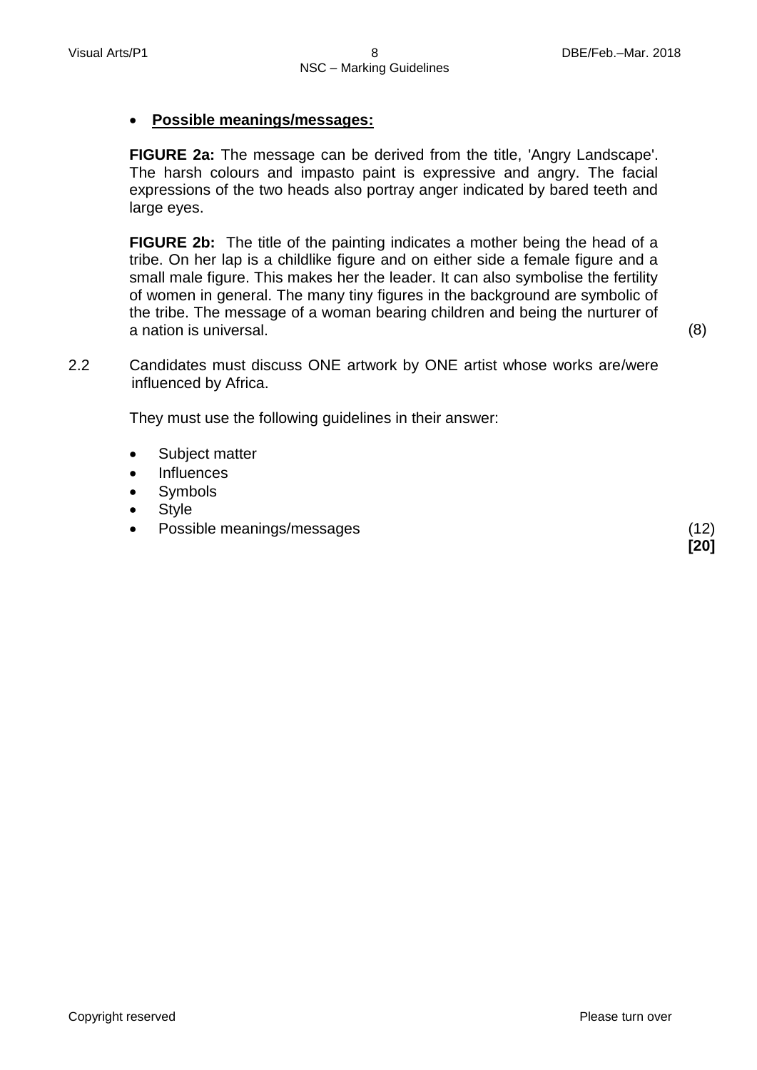- **Possible meanings/messages:**

  **FIGURE 2a:** The message can be derived from the title, 'Angry Landscape'. The harsh colours and impasto paint is expressive and angry. The facial expressions of the two heads also portray anger indicated by bared teeth and large eyes.

  **FIGURE 2b:** The title of the painting indicates a mother being the head of a tribe. On her lap is a childlike figure and on either side a female figure and a small male figure. This makes her the leader. It can also symbolise the fertility of women in general. The many tiny figures in the background are symbolic of the tribe. The message of a woman bearing children and being the nurturer of a nation is universal. (8)

2.2 Candidates must discuss ONE artwork by ONE artist whose works are/were influenced by Africa.

They must use the following guidelines in their answer:

- Subject matter
- Influences
- Symbols
- Style
- Possible meanings/messages (12)

**[20]**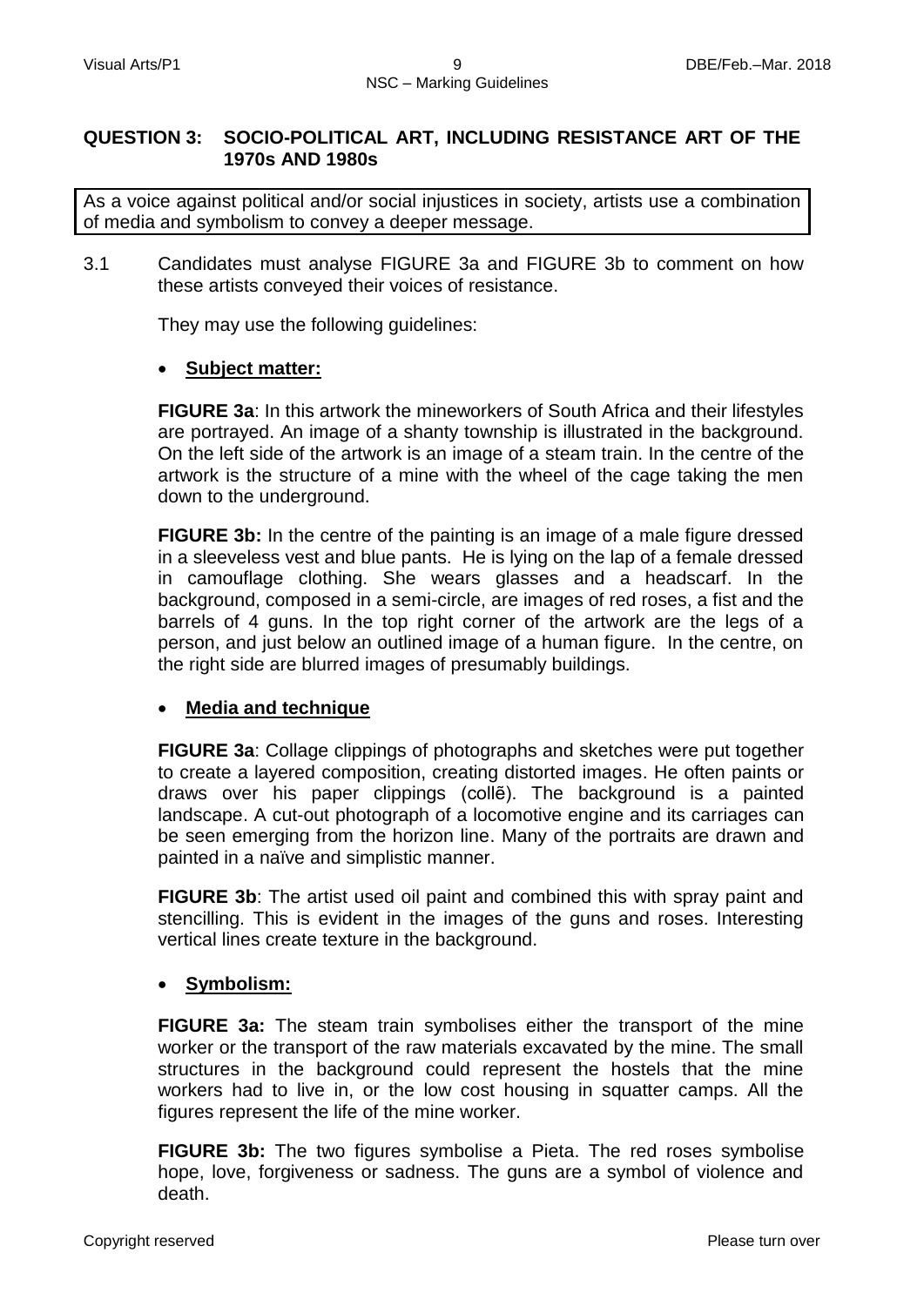## QUESTION 3: SOCIO-POLITICAL ART, INCLUDING RESISTANCE ART OF THE 1970s AND 1980s

As a voice against political and/or social injustices in society, artists use a combination of media and symbolism to convey a deeper message.

3.1 Candidates must analyse FIGURE 3a and FIGURE 3b to comment on how these artists conveyed their voices of resistance.

They may use the following guidelines:

- **Subject matter:**

**FIGURE 3a**: In this artwork the mineworkers of South Africa and their lifestyles are portrayed. An image of a shanty township is illustrated in the background. On the left side of the artwork is an image of a steam train. In the centre of the artwork is the structure of a mine with the wheel of the cage taking the men down to the underground.

**FIGURE 3b:** In the centre of the painting is an image of a male figure dressed in a sleeveless vest and blue pants. He is lying on the lap of a female dressed in camouflage clothing. She wears glasses and a headscarf. In the background, composed in a semi-circle, are images of red roses, a fist and the barrels of 4 guns. In the top right corner of the artwork are the legs of a person, and just below an outlined image of a human figure. In the centre, on the right side are blurred images of presumably buildings.

- **Media and technique**

**FIGURE 3a**: Collage clippings of photographs and sketches were put together to create a layered composition, creating distorted images. He often paints or draws over his paper clippings (collẽ). The background is a painted landscape. A cut-out photograph of a locomotive engine and its carriages can be seen emerging from the horizon line. Many of the portraits are drawn and painted in a naïve and simplistic manner.

**FIGURE 3b**: The artist used oil paint and combined this with spray paint and stencilling. This is evident in the images of the guns and roses. Interesting vertical lines create texture in the background.

- **Symbolism:**

**FIGURE 3a:** The steam train symbolises either the transport of the mine worker or the transport of the raw materials excavated by the mine. The small structures in the background could represent the hostels that the mine workers had to live in, or the low cost housing in squatter camps. All the figures represent the life of the mine worker.

**FIGURE 3b:** The two figures symbolise a Pieta. The red roses symbolise hope, love, forgiveness or sadness. The guns are a symbol of violence and death.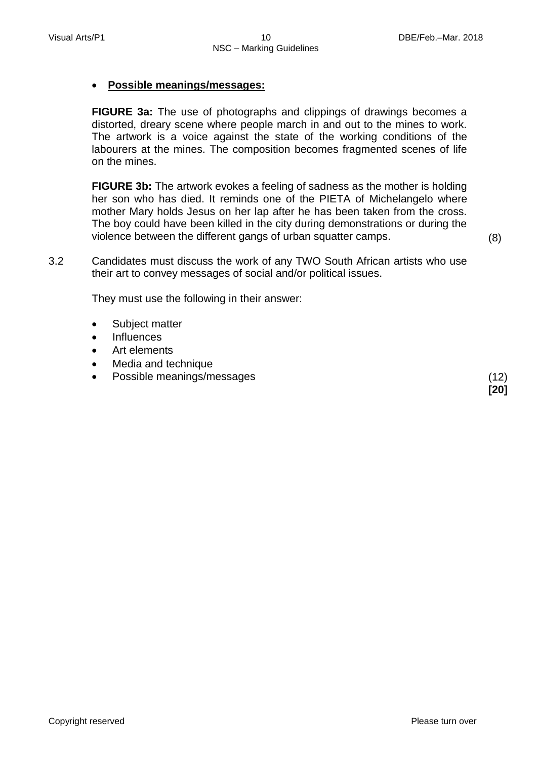- **Possible meanings/messages:**

  **FIGURE 3a:** The use of photographs and clippings of drawings becomes a distorted, dreary scene where people march in and out to the mines to work. The artwork is a voice against the state of the working conditions of the labourers at the mines. The composition becomes fragmented scenes of life on the mines.

  **FIGURE 3b:** The artwork evokes a feeling of sadness as the mother is holding her son who has died. It reminds one of the PIETA of Michelangelo where mother Mary holds Jesus on her lap after he has been taken from the cross. The boy could have been killed in the city during demonstrations or during the violence between the different gangs of urban squatter camps. (8)

3.2 Candidates must discuss the work of any TWO South African artists who use their art to convey messages of social and/or political issues.

They must use the following in their answer:

- Subject matter
- Influences
- Art elements
- Media and technique
- Possible meanings/messages (12)

**[20]**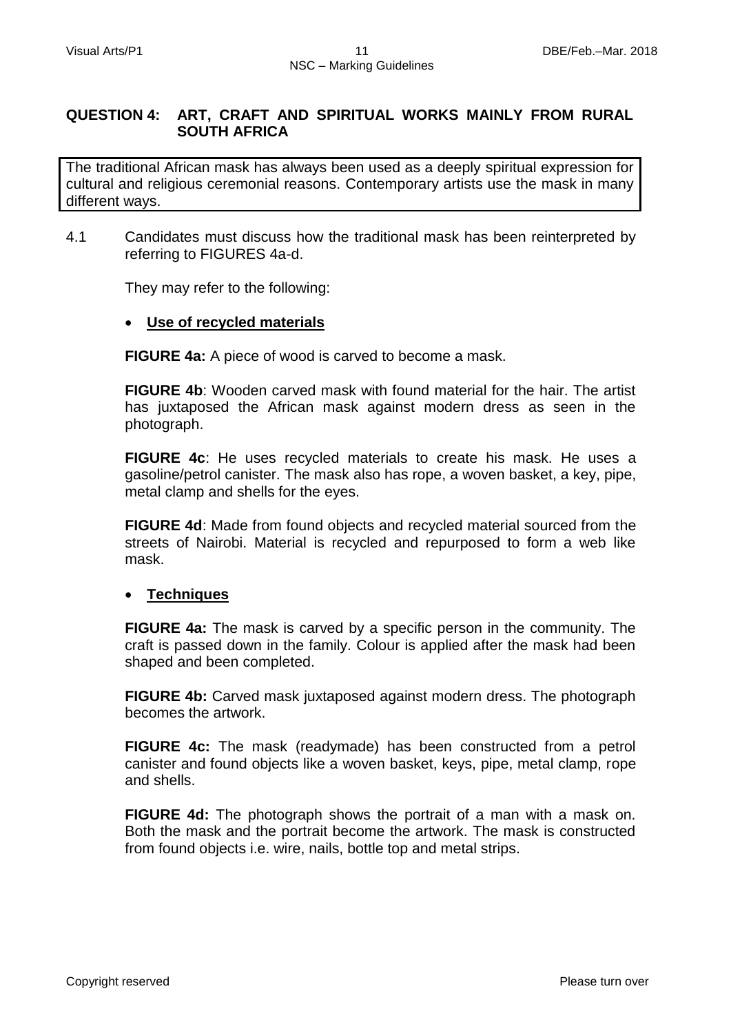## QUESTION 4: ART, CRAFT AND SPIRITUAL WORKS MAINLY FROM RURAL SOUTH AFRICA

The traditional African mask has always been used as a deeply spiritual expression for cultural and religious ceremonial reasons. Contemporary artists use the mask in many different ways.

4.1 Candidates must discuss how the traditional mask has been reinterpreted by referring to FIGURES 4a-d.

They may refer to the following:

- **Use of recycled materials**

**FIGURE 4a:** A piece of wood is carved to become a mask.

**FIGURE 4b**: Wooden carved mask with found material for the hair. The artist has juxtaposed the African mask against modern dress as seen in the photograph.

**FIGURE 4c**: He uses recycled materials to create his mask. He uses a gasoline/petrol canister. The mask also has rope, a woven basket, a key, pipe, metal clamp and shells for the eyes.

**FIGURE 4d**: Made from found objects and recycled material sourced from the streets of Nairobi. Material is recycled and repurposed to form a web like mask.

- **Techniques**

**FIGURE 4a:** The mask is carved by a specific person in the community. The craft is passed down in the family. Colour is applied after the mask had been shaped and been completed.

**FIGURE 4b:** Carved mask juxtaposed against modern dress. The photograph becomes the artwork.

**FIGURE 4c:** The mask (readymade) has been constructed from a petrol canister and found objects like a woven basket, keys, pipe, metal clamp, rope and shells.

**FIGURE 4d:** The photograph shows the portrait of a man with a mask on. Both the mask and the portrait become the artwork. The mask is constructed from found objects i.e. wire, nails, bottle top and metal strips.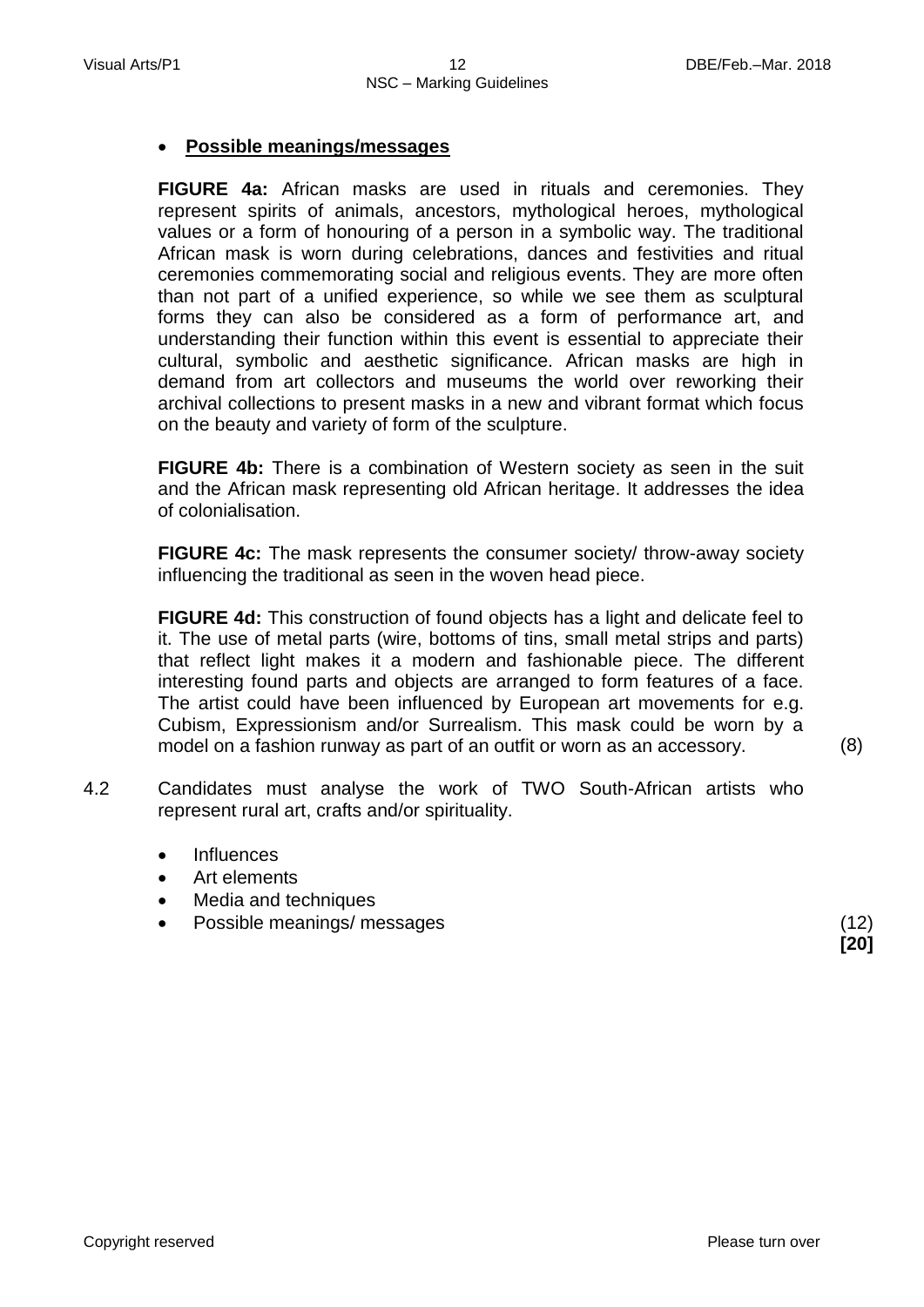- **Possible meanings/messages**

**FIGURE 4a:** African masks are used in rituals and ceremonies. They represent spirits of animals, ancestors, mythological heroes, mythological values or a form of honouring of a person in a symbolic way. The traditional African mask is worn during celebrations, dances and festivities and ritual ceremonies commemorating social and religious events. They are more often than not part of a unified experience, so while we see them as sculptural forms they can also be considered as a form of performance art, and understanding their function within this event is essential to appreciate their cultural, symbolic and aesthetic significance. African masks are high in demand from art collectors and museums the world over reworking their archival collections to present masks in a new and vibrant format which focus on the beauty and variety of form of the sculpture.

**FIGURE 4b:** There is a combination of Western society as seen in the suit and the African mask representing old African heritage. It addresses the idea of colonialisation.

**FIGURE 4c:** The mask represents the consumer society/ throw-away society influencing the traditional as seen in the woven head piece.

**FIGURE 4d:** This construction of found objects has a light and delicate feel to it. The use of metal parts (wire, bottoms of tins, small metal strips and parts) that reflect light makes it a modern and fashionable piece. The different interesting found parts and objects are arranged to form features of a face. The artist could have been influenced by European art movements for e.g. Cubism, Expressionism and/or Surrealism. This mask could be worn by a model on a fashion runway as part of an outfit or worn as an accessory. (8)

4.2 Candidates must analyse the work of TWO South-African artists who represent rural art, crafts and/or spirituality.

- Influences
- Art elements
- Media and techniques
- Possible meanings/ messages (12)

**[20]**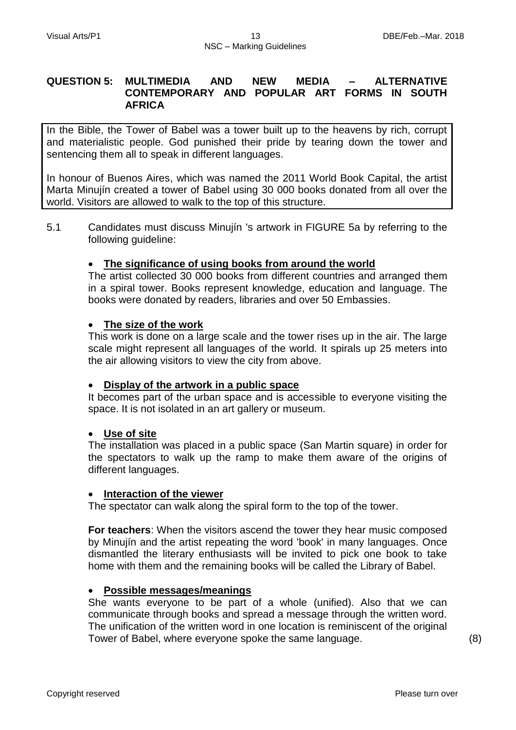## QUESTION 5: MULTIMEDIA AND NEW MEDIA – ALTERNATIVE CONTEMPORARY AND POPULAR ART FORMS IN SOUTH AFRICA

In the Bible, the Tower of Babel was a tower built up to the heavens by rich, corrupt and materialistic people. God punished their pride by tearing down the tower and sentencing them all to speak in different languages.

In honour of Buenos Aires, which was named the 2011 World Book Capital, the artist Marta Minujín created a tower of Babel using 30 000 books donated from all over the world. Visitors are allowed to walk to the top of this structure.

5.1 Candidates must discuss Minujín 's artwork in FIGURE 5a by referring to the following guideline:

- **The significance of using books from around the world**

  The artist collected 30 000 books from different countries and arranged them in a spiral tower. Books represent knowledge, education and language. The books were donated by readers, libraries and over 50 Embassies.

- **The size of the work**

  This work is done on a large scale and the tower rises up in the air. The large scale might represent all languages of the world. It spirals up 25 meters into the air allowing visitors to view the city from above.

- **Display of the artwork in a public space**

  It becomes part of the urban space and is accessible to everyone visiting the space. It is not isolated in an art gallery or museum.

- **Use of site**

  The installation was placed in a public space (San Martin square) in order for the spectators to walk up the ramp to make them aware of the origins of different languages.

- **Interaction of the viewer**

  The spectator can walk along the spiral form to the top of the tower.

  **For teachers**: When the visitors ascend the tower they hear music composed by Minujín and the artist repeating the word 'book' in many languages. Once dismantled the literary enthusiasts will be invited to pick one book to take home with them and the remaining books will be called the Library of Babel.

- **Possible messages/meanings**

  She wants everyone to be part of a whole (unified). Also that we can communicate through books and spread a message through the written word. The unification of the written word in one location is reminiscent of the original Tower of Babel, where everyone spoke the same language. (8)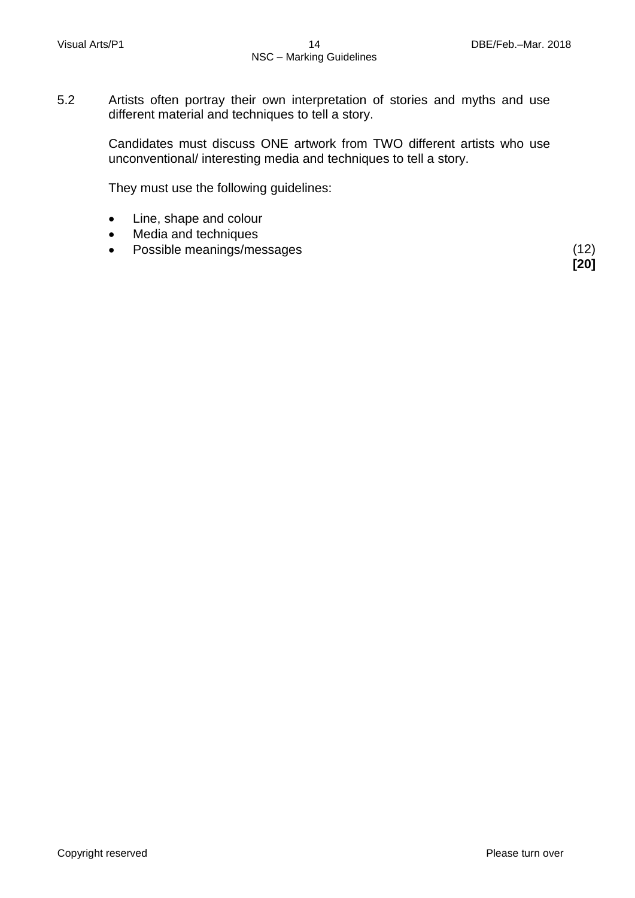5.2 Artists often portray their own interpretation of stories and myths and use different material and techniques to tell a story.

Candidates must discuss ONE artwork from TWO different artists who use unconventional/ interesting media and techniques to tell a story.

They must use the following guidelines:

- Line, shape and colour
- Media and techniques
- Possible meanings/messages (12)

**[20]**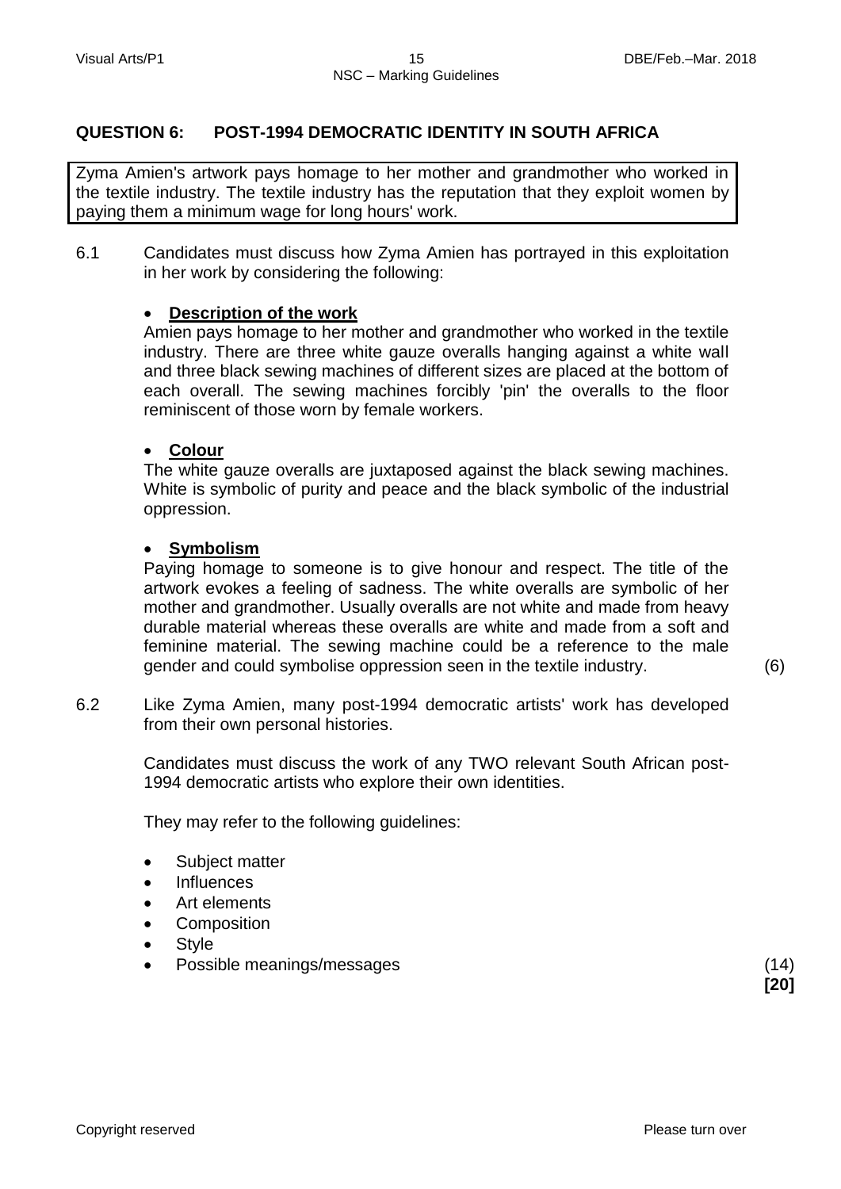## QUESTION 6: POST-1994 DEMOCRATIC IDENTITY IN SOUTH AFRICA

Zyma Amien's artwork pays homage to her mother and grandmother who worked in the textile industry. The textile industry has the reputation that they exploit women by paying them a minimum wage for long hours' work.

6.1 Candidates must discuss how Zyma Amien has portrayed in this exploitation in her work by considering the following:

- **Description of the work**
  Amien pays homage to her mother and grandmother who worked in the textile industry. There are three white gauze overalls hanging against a white wall and three black sewing machines of different sizes are placed at the bottom of each overall. The sewing machines forcibly 'pin' the overalls to the floor reminiscent of those worn by female workers.

- **Colour**
  The white gauze overalls are juxtaposed against the black sewing machines. White is symbolic of purity and peace and the black symbolic of the industrial oppression.

- **Symbolism**
  Paying homage to someone is to give honour and respect. The title of the artwork evokes a feeling of sadness. The white overalls are symbolic of her mother and grandmother. Usually overalls are not white and made from heavy durable material whereas these overalls are white and made from a soft and feminine material. The sewing machine could be a reference to the male gender and could symbolise oppression seen in the textile industry. (6)

6.2 Like Zyma Amien, many post-1994 democratic artists' work has developed from their own personal histories.

Candidates must discuss the work of any TWO relevant South African post-1994 democratic artists who explore their own identities.

They may refer to the following guidelines:

- Subject matter
- Influences
- Art elements
- Composition
- Style
- Possible meanings/messages (14)

**[20]**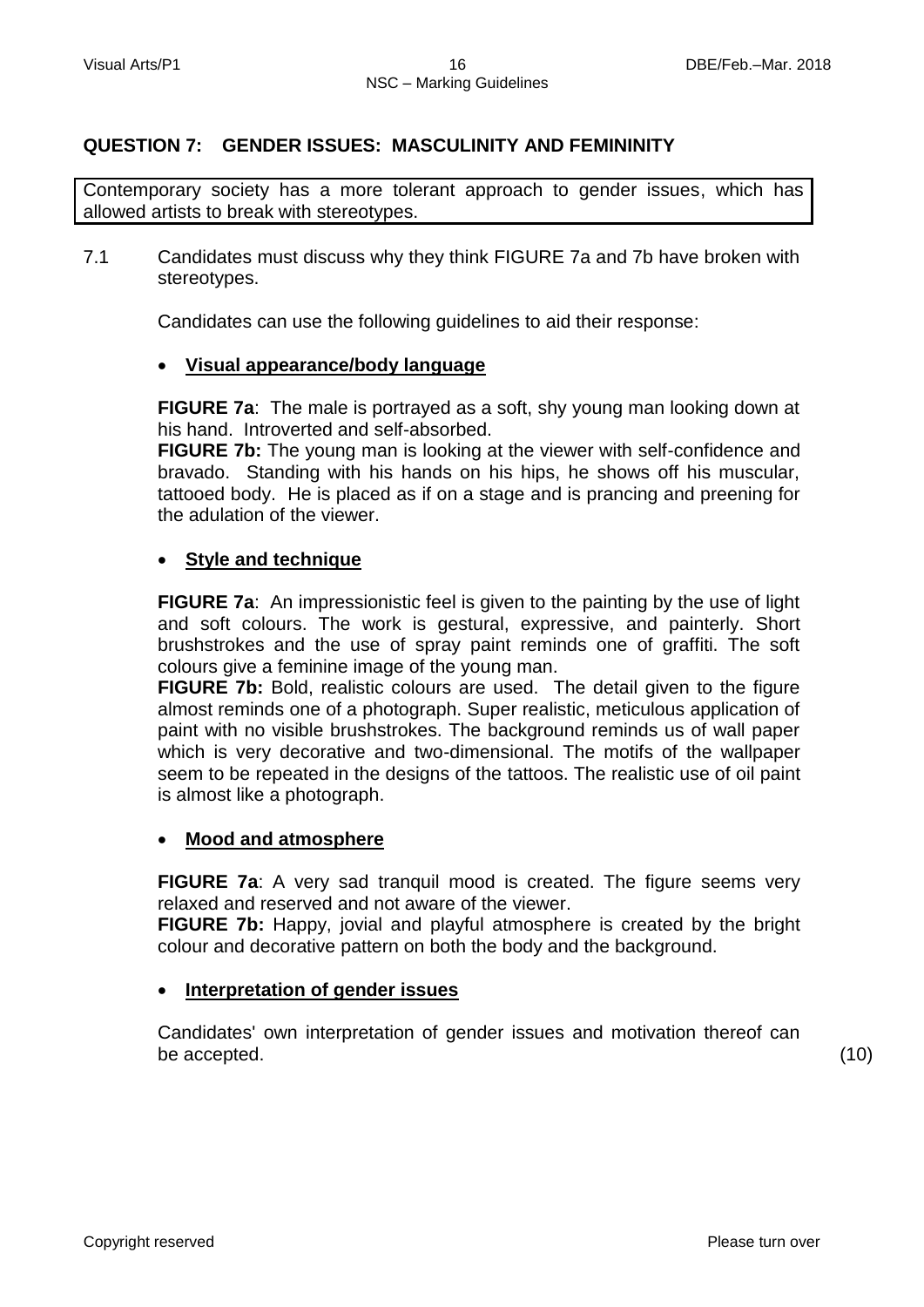## QUESTION 7: GENDER ISSUES: MASCULINITY AND FEMININITY

Contemporary society has a more tolerant approach to gender issues, which has allowed artists to break with stereotypes.

7.1 Candidates must discuss why they think FIGURE 7a and 7b have broken with stereotypes.

Candidates can use the following guidelines to aid their response:

- **Visual appearance/body language**

**FIGURE 7a**: The male is portrayed as a soft, shy young man looking down at his hand. Introverted and self-absorbed.
**FIGURE 7b:** The young man is looking at the viewer with self-confidence and bravado. Standing with his hands on his hips, he shows off his muscular, tattooed body. He is placed as if on a stage and is prancing and preening for the adulation of the viewer.

- **Style and technique**

**FIGURE 7a**: An impressionistic feel is given to the painting by the use of light and soft colours. The work is gestural, expressive, and painterly. Short brushstrokes and the use of spray paint reminds one of graffiti. The soft colours give a feminine image of the young man.
**FIGURE 7b:** Bold, realistic colours are used. The detail given to the figure almost reminds one of a photograph. Super realistic, meticulous application of paint with no visible brushstrokes. The background reminds us of wall paper which is very decorative and two-dimensional. The motifs of the wallpaper seem to be repeated in the designs of the tattoos. The realistic use of oil paint is almost like a photograph.

- **Mood and atmosphere**

**FIGURE 7a**: A very sad tranquil mood is created. The figure seems very relaxed and reserved and not aware of the viewer.
**FIGURE 7b:** Happy, jovial and playful atmosphere is created by the bright colour and decorative pattern on both the body and the background.

- **Interpretation of gender issues**

Candidates' own interpretation of gender issues and motivation thereof can be accepted. (10)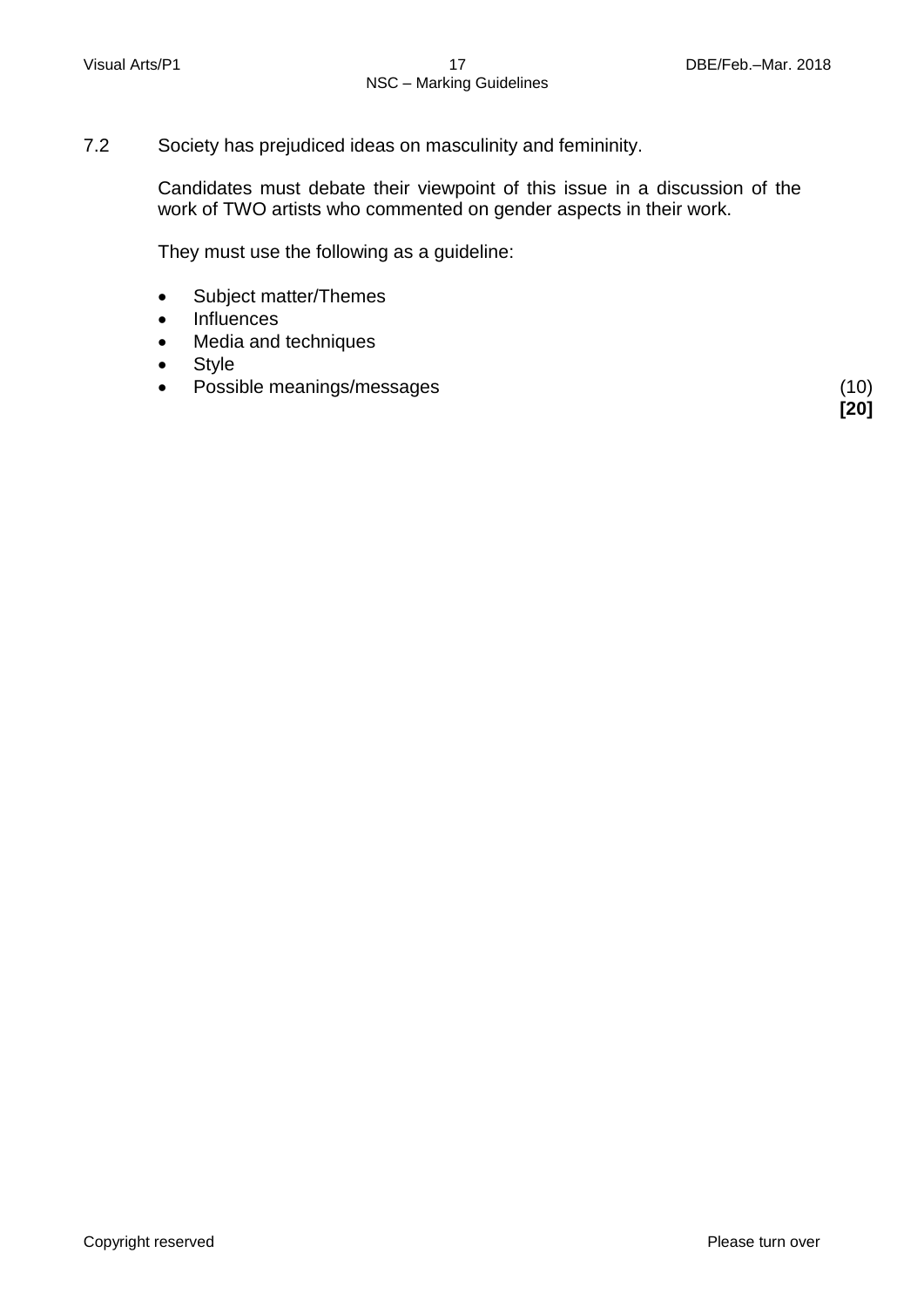7.2 Society has prejudiced ideas on masculinity and femininity.

Candidates must debate their viewpoint of this issue in a discussion of the work of TWO artists who commented on gender aspects in their work.

They must use the following as a guideline:

- Subject matter/Themes
- Influences
- Media and techniques
- Style
- Possible meanings/messages (10)

**[20]**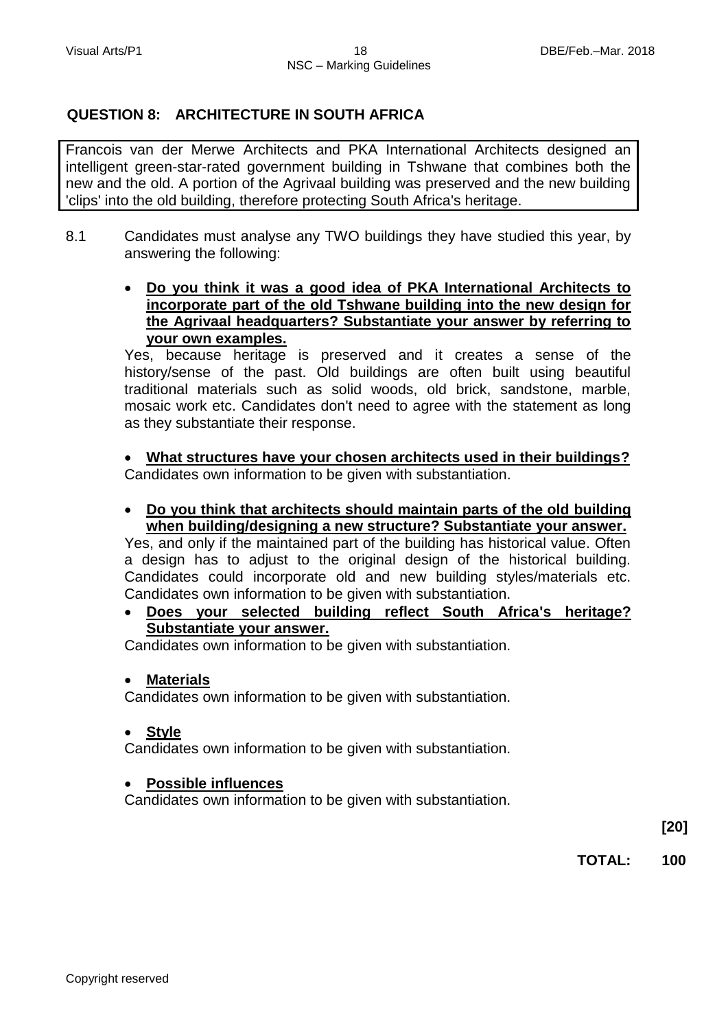## QUESTION 8: ARCHITECTURE IN SOUTH AFRICA

Francois van der Merwe Architects and PKA International Architects designed an intelligent green-star-rated government building in Tshwane that combines both the new and the old. A portion of the Agrivaal building was preserved and the new building 'clips' into the old building, therefore protecting South Africa's heritage.

8.1 Candidates must analyse any TWO buildings they have studied this year, by answering the following:

- **Do you think it was a good idea of PKA International Architects to incorporate part of the old Tshwane building into the new design for the Agrivaal headquarters? Substantiate your answer by referring to your own examples.**
  Yes, because heritage is preserved and it creates a sense of the history/sense of the past. Old buildings are often built using beautiful traditional materials such as solid woods, old brick, sandstone, marble, mosaic work etc. Candidates don't need to agree with the statement as long as they substantiate their response.

- **What structures have your chosen architects used in their buildings?**
  Candidates own information to be given with substantiation.

- **Do you think that architects should maintain parts of the old building when building/designing a new structure? Substantiate your answer.**
  Yes, and only if the maintained part of the building has historical value. Often a design has to adjust to the original design of the historical building. Candidates could incorporate old and new building styles/materials etc. Candidates own information to be given with substantiation.

- **Does your selected building reflect South Africa's heritage? Substantiate your answer.**
  Candidates own information to be given with substantiation.

- **Materials**
  Candidates own information to be given with substantiation.

- **Style**
  Candidates own information to be given with substantiation.

- **Possible influences**
  Candidates own information to be given with substantiation.

**[20]**

**TOTAL: 100**